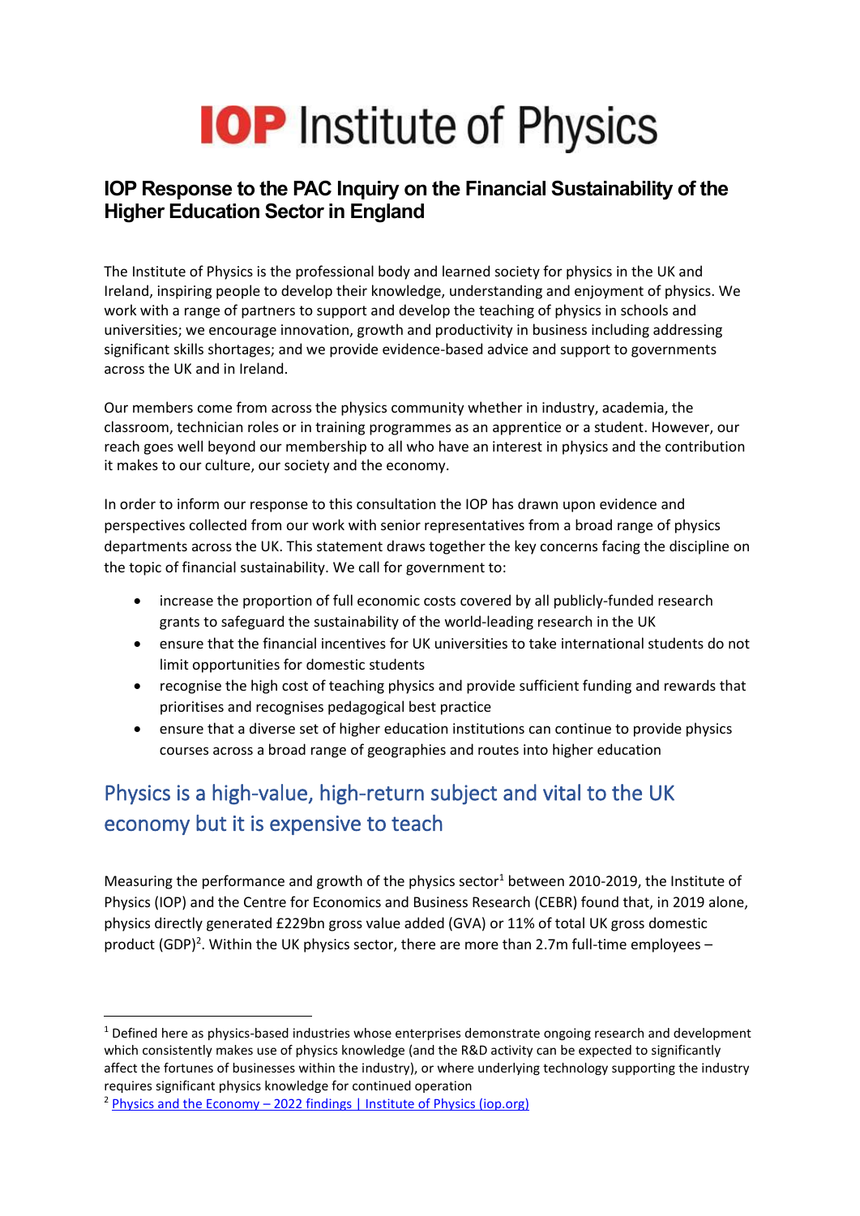# IOP Institute of Physics

## IOP Response to the PAC Inquiry on the Financial Sustainability of the Higher Education Sector in England

The Institute of Physics is the professional body and learned society for physics in the UK and Ireland, inspiring people to develop their knowledge, understanding and enjoyment of physics. We work with a range of partners to support and develop the teaching of physics in schools and universities; we encourage innovation, growth and productivity in business including addressing significant skills shortages; and we provide evidence-based advice and support to governments across the UK and in Ireland.

Our members come from across the physics community whether in industry, academia, the classroom, technician roles or in training programmes as an apprentice or a student. However, our reach goes well beyond our membership to all who have an interest in physics and the contribution it makes to our culture, our society and the economy.

In order to inform our response to this consultation the IOP has drawn upon evidence and perspectives collected from our work with senior representatives from a broad range of physics departments across the UK. This statement draws together the key concerns facing the discipline on the topic of financial sustainability. We call for government to:

- increase the proportion of full economic costs covered by all publicly-funded research grants to safeguard the sustainability of the world-leading research in the UK
- ensure that the financial incentives for UK universities to take international students do not limit opportunities for domestic students
- recognise the high cost of teaching physics and provide sufficient funding and rewards that prioritises and recognises pedagogical best practice
- ensure that a diverse set of higher education institutions can continue to provide physics courses across a broad range of geographies and routes into higher education

## Physics is a high-value, high-return subject and vital to the UK economy but it is expensive to teach

Measuring the performance and growth of the physics sector[1] between 2010-2019, the Institute of Physics (IOP) and the Centre for Economics and Business Research (CEBR) found that, in 2019 alone, physics directly generated £229bn gross value added (GVA) or 11% of total UK gross domestic product (GDP)[2]. Within the UK physics sector, there are more than 2.7m full-time employees –

---

[1] Defined here as physics-based industries whose enterprises demonstrate ongoing research and development which consistently makes use of physics knowledge (and the R&D activity can be expected to significantly affect the fortunes of businesses within the industry), or where underlying technology supporting the industry requires significant physics knowledge for continued operation

[2] [Physics and the Economy – 2022 findings | Institute of Physics (iop.org)]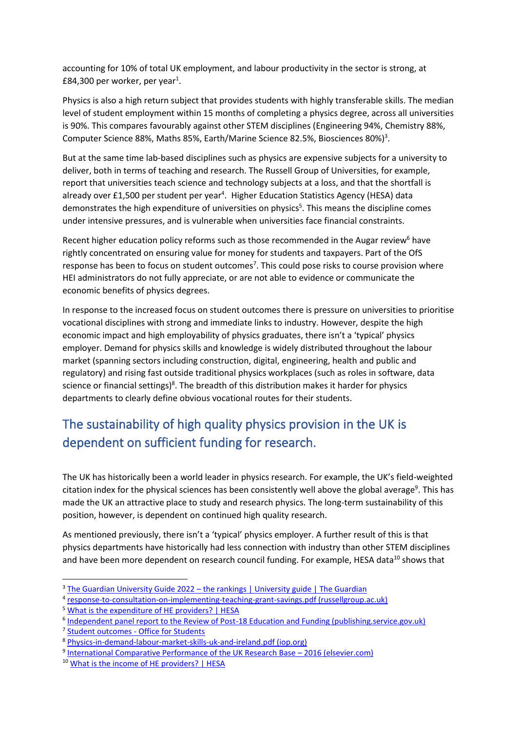accounting for 10% of total UK employment, and labour productivity in the sector is strong, at £84,300 per worker, per year[1].

Physics is also a high return subject that provides students with highly transferable skills. The median level of student employment within 15 months of completing a physics degree, across all universities is 90%. This compares favourably against other STEM disciplines (Engineering 94%, Chemistry 88%, Computer Science 88%, Maths 85%, Earth/Marine Science 82.5%, Biosciences 80%)[3].

But at the same time lab-based disciplines such as physics are expensive subjects for a university to deliver, both in terms of teaching and research. The Russell Group of Universities, for example, report that universities teach science and technology subjects at a loss, and that the shortfall is already over £1,500 per student per year[4]. Higher Education Statistics Agency (HESA) data demonstrates the high expenditure of universities on physics[5]. This means the discipline comes under intensive pressures, and is vulnerable when universities face financial constraints.

Recent higher education policy reforms such as those recommended in the Augar review[6] have rightly concentrated on ensuring value for money for students and taxpayers. Part of the OfS response has been to focus on student outcomes[7]. This could pose risks to course provision where HEI administrators do not fully appreciate, or are not able to evidence or communicate the economic benefits of physics degrees.

In response to the increased focus on student outcomes there is pressure on universities to prioritise vocational disciplines with strong and immediate links to industry. However, despite the high economic impact and high employability of physics graduates, there isn't a 'typical' physics employer. Demand for physics skills and knowledge is widely distributed throughout the labour market (spanning sectors including construction, digital, engineering, health and public and regulatory) and rising fast outside traditional physics workplaces (such as roles in software, data science or financial settings)[8]. The breadth of this distribution makes it harder for physics departments to clearly define obvious vocational routes for their students.

## The sustainability of high quality physics provision in the UK is dependent on sufficient funding for research.

The UK has historically been a world leader in physics research. For example, the UK's field-weighted citation index for the physical sciences has been consistently well above the global average[9]. This has made the UK an attractive place to study and research physics. The long-term sustainability of this position, however, is dependent on continued high quality research.

As mentioned previously, there isn't a 'typical' physics employer. A further result of this is that physics departments have historically had less connection with industry than other STEM disciplines and have been more dependent on research council funding. For example, HESA data[10] shows that

---

[3] The Guardian University Guide 2022 – the rankings | University guide | The Guardian

[4] response-to-consultation-on-implementing-teaching-grant-savings.pdf (russellgroup.ac.uk)

[5] What is the expenditure of HE providers? | HESA

[6] Independent panel report to the Review of Post-18 Education and Funding (publishing.service.gov.uk)

[7] Student outcomes - Office for Students

[8] Physics-in-demand-labour-market-skills-uk-and-ireland.pdf (iop.org)

[9] International Comparative Performance of the UK Research Base – 2016 (elsevier.com)

[10] What is the income of HE providers? | HESA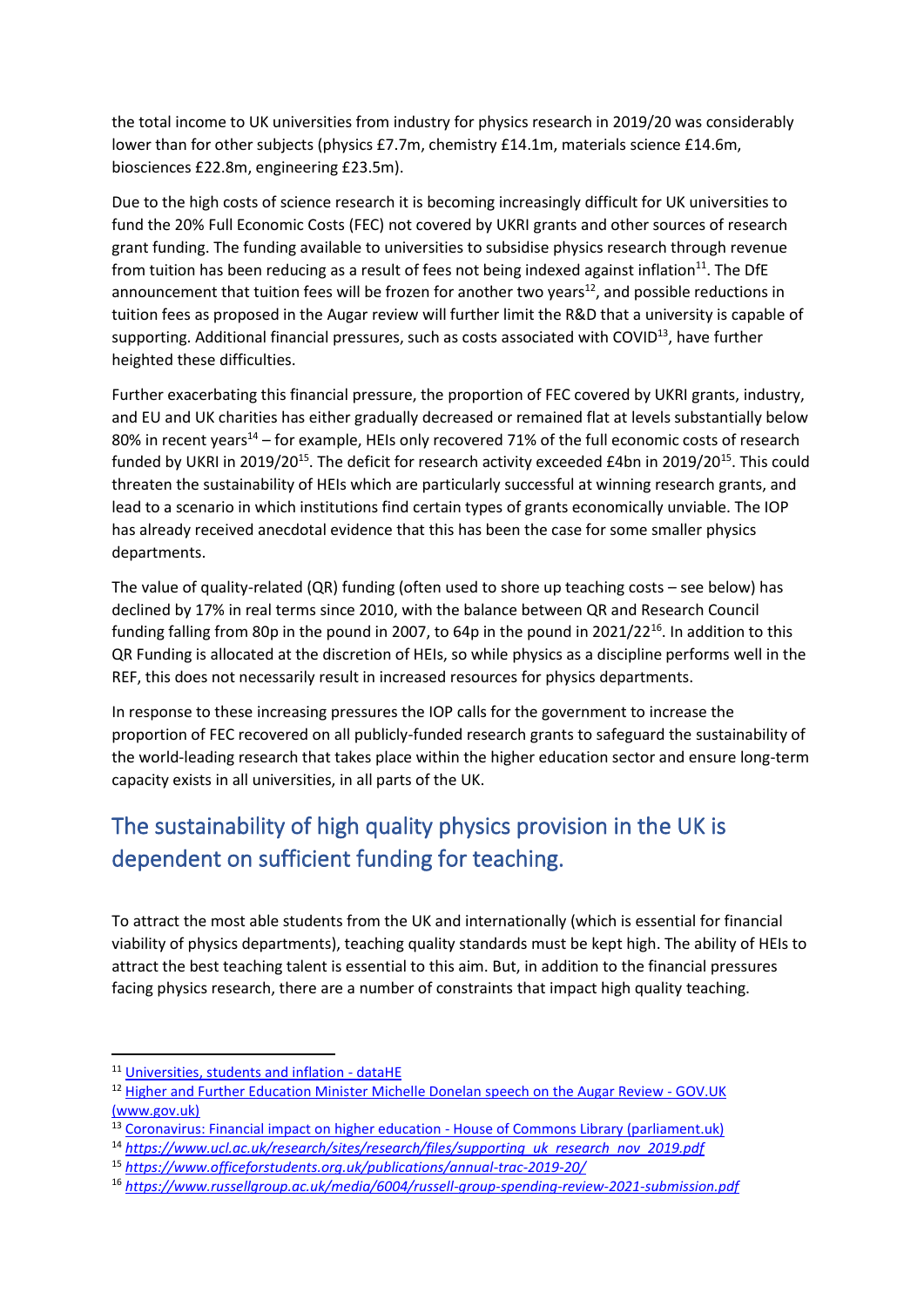the total income to UK universities from industry for physics research in 2019/20 was considerably lower than for other subjects (physics £7.7m, chemistry £14.1m, materials science £14.6m, biosciences £22.8m, engineering £23.5m).

Due to the high costs of science research it is becoming increasingly difficult for UK universities to fund the 20% Full Economic Costs (FEC) not covered by UKRI grants and other sources of research grant funding. The funding available to universities to subsidise physics research through revenue from tuition has been reducing as a result of fees not being indexed against inflation[11]. The DfE announcement that tuition fees will be frozen for another two years[12], and possible reductions in tuition fees as proposed in the Augar review will further limit the R&D that a university is capable of supporting. Additional financial pressures, such as costs associated with COVID[13], have further heighted these difficulties.

Further exacerbating this financial pressure, the proportion of FEC covered by UKRI grants, industry, and EU and UK charities has either gradually decreased or remained flat at levels substantially below 80% in recent years[14] – for example, HEIs only recovered 71% of the full economic costs of research funded by UKRI in 2019/20[15]. The deficit for research activity exceeded £4bn in 2019/20[15]. This could threaten the sustainability of HEIs which are particularly successful at winning research grants, and lead to a scenario in which institutions find certain types of grants economically unviable. The IOP has already received anecdotal evidence that this has been the case for some smaller physics departments.

The value of quality-related (QR) funding (often used to shore up teaching costs – see below) has declined by 17% in real terms since 2010, with the balance between QR and Research Council funding falling from 80p in the pound in 2007, to 64p in the pound in 2021/22[16]. In addition to this QR Funding is allocated at the discretion of HEIs, so while physics as a discipline performs well in the REF, this does not necessarily result in increased resources for physics departments.

In response to these increasing pressures the IOP calls for the government to increase the proportion of FEC recovered on all publicly-funded research grants to safeguard the sustainability of the world-leading research that takes place within the higher education sector and ensure long-term capacity exists in all universities, in all parts of the UK.

## The sustainability of high quality physics provision in the UK is dependent on sufficient funding for teaching.

To attract the most able students from the UK and internationally (which is essential for financial viability of physics departments), teaching quality standards must be kept high. The ability of HEIs to attract the best teaching talent is essential to this aim. But, in addition to the financial pressures facing physics research, there are a number of constraints that impact high quality teaching.

---

[11] Universities, students and inflation - dataHE

[12] Higher and Further Education Minister Michelle Donelan speech on the Augar Review - GOV.UK (www.gov.uk)

[13] Coronavirus: Financial impact on higher education - House of Commons Library (parliament.uk)

[14] *https://www.ucl.ac.uk/research/sites/research/files/supporting_uk_research_nov_2019.pdf*

[15] *https://www.officeforstudents.org.uk/publications/annual-trac-2019-20/*

[16] *https://www.russellgroup.ac.uk/media/6004/russell-group-spending-review-2021-submission.pdf*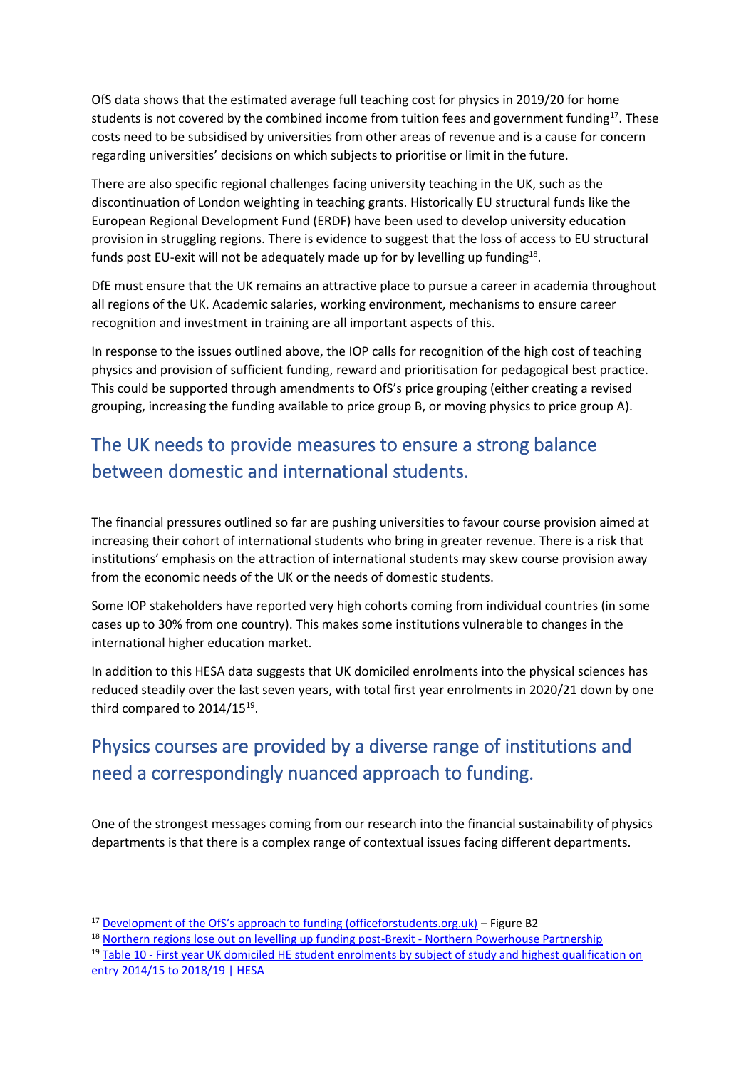OfS data shows that the estimated average full teaching cost for physics in 2019/20 for home students is not covered by the combined income from tuition fees and government funding[17]. These costs need to be subsidised by universities from other areas of revenue and is a cause for concern regarding universities' decisions on which subjects to prioritise or limit in the future.

There are also specific regional challenges facing university teaching in the UK, such as the discontinuation of London weighting in teaching grants. Historically EU structural funds like the European Regional Development Fund (ERDF) have been used to develop university education provision in struggling regions. There is evidence to suggest that the loss of access to EU structural funds post EU-exit will not be adequately made up for by levelling up funding[18].

DfE must ensure that the UK remains an attractive place to pursue a career in academia throughout all regions of the UK. Academic salaries, working environment, mechanisms to ensure career recognition and investment in training are all important aspects of this.

In response to the issues outlined above, the IOP calls for recognition of the high cost of teaching physics and provision of sufficient funding, reward and prioritisation for pedagogical best practice. This could be supported through amendments to OfS's price grouping (either creating a revised grouping, increasing the funding available to price group B, or moving physics to price group A).

## The UK needs to provide measures to ensure a strong balance between domestic and international students.

The financial pressures outlined so far are pushing universities to favour course provision aimed at increasing their cohort of international students who bring in greater revenue. There is a risk that institutions' emphasis on the attraction of international students may skew course provision away from the economic needs of the UK or the needs of domestic students.

Some IOP stakeholders have reported very high cohorts coming from individual countries (in some cases up to 30% from one country). This makes some institutions vulnerable to changes in the international higher education market.

In addition to this HESA data suggests that UK domiciled enrolments into the physical sciences has reduced steadily over the last seven years, with total first year enrolments in 2020/21 down by one third compared to 2014/15[19].

## Physics courses are provided by a diverse range of institutions and need a correspondingly nuanced approach to funding.

One of the strongest messages coming from our research into the financial sustainability of physics departments is that there is a complex range of contextual issues facing different departments.

---

[17] Development of the OfS's approach to funding (officeforstudents.org.uk) – Figure B2

[18] Northern regions lose out on levelling up funding post-Brexit - Northern Powerhouse Partnership

[19] Table 10 - First year UK domiciled HE student enrolments by subject of study and highest qualification on entry 2014/15 to 2018/19 | HESA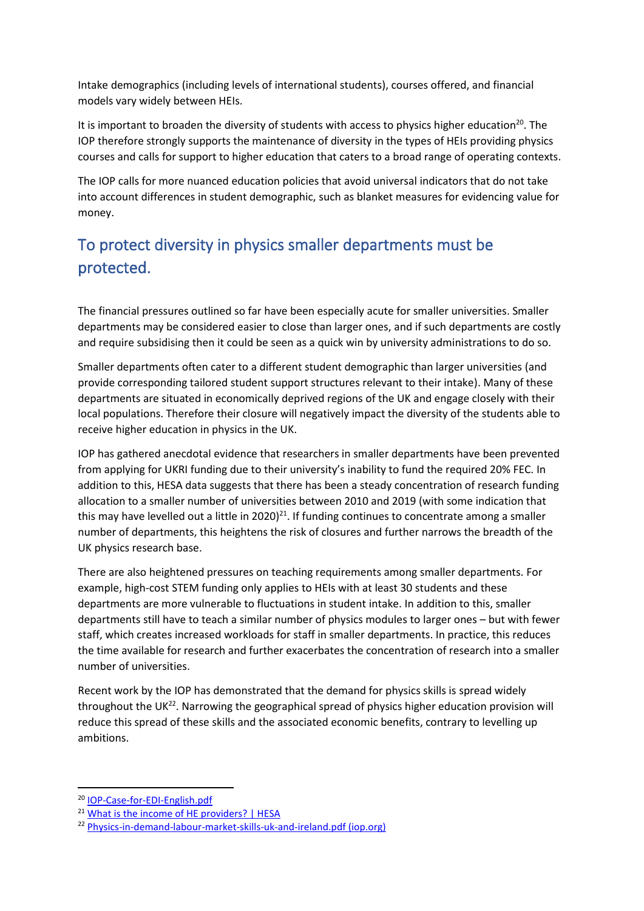Intake demographics (including levels of international students), courses offered, and financial models vary widely between HEIs.

It is important to broaden the diversity of students with access to physics higher education[20]. The IOP therefore strongly supports the maintenance of diversity in the types of HEIs providing physics courses and calls for support to higher education that caters to a broad range of operating contexts.

The IOP calls for more nuanced education policies that avoid universal indicators that do not take into account differences in student demographic, such as blanket measures for evidencing value for money.

## To protect diversity in physics smaller departments must be protected.

The financial pressures outlined so far have been especially acute for smaller universities. Smaller departments may be considered easier to close than larger ones, and if such departments are costly and require subsidising then it could be seen as a quick win by university administrations to do so.

Smaller departments often cater to a different student demographic than larger universities (and provide corresponding tailored student support structures relevant to their intake). Many of these departments are situated in economically deprived regions of the UK and engage closely with their local populations. Therefore their closure will negatively impact the diversity of the students able to receive higher education in physics in the UK.

IOP has gathered anecdotal evidence that researchers in smaller departments have been prevented from applying for UKRI funding due to their university's inability to fund the required 20% FEC. In addition to this, HESA data suggests that there has been a steady concentration of research funding allocation to a smaller number of universities between 2010 and 2019 (with some indication that this may have levelled out a little in 2020)[21]. If funding continues to concentrate among a smaller number of departments, this heightens the risk of closures and further narrows the breadth of the UK physics research base.

There are also heightened pressures on teaching requirements among smaller departments. For example, high-cost STEM funding only applies to HEIs with at least 30 students and these departments are more vulnerable to fluctuations in student intake. In addition to this, smaller departments still have to teach a similar number of physics modules to larger ones – but with fewer staff, which creates increased workloads for staff in smaller departments. In practice, this reduces the time available for research and further exacerbates the concentration of research into a smaller number of universities.

Recent work by the IOP has demonstrated that the demand for physics skills is spread widely throughout the UK[22]. Narrowing the geographical spread of physics higher education provision will reduce this spread of these skills and the associated economic benefits, contrary to levelling up ambitions.

---

[20] IOP-Case-for-EDI-English.pdf

[21] What is the income of HE providers? | HESA

[22] Physics-in-demand-labour-market-skills-uk-and-ireland.pdf (iop.org)